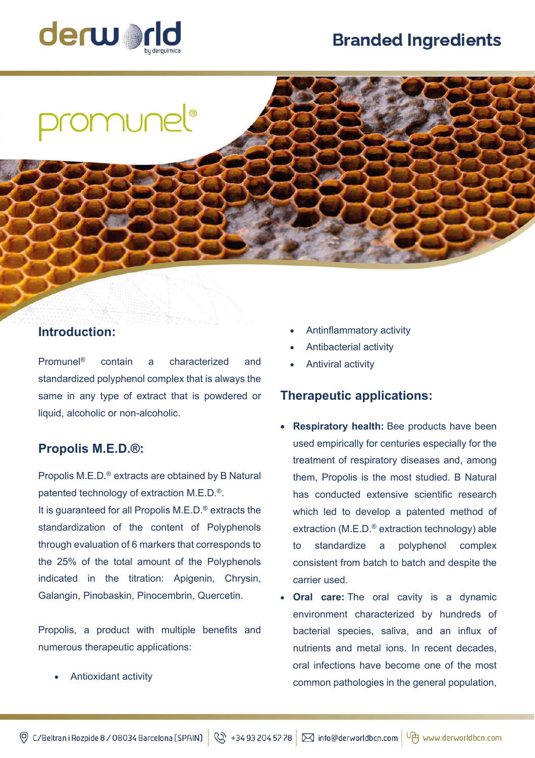# Branded Ingredients

# promunel®

## Introduction:

Promunel® contain a characterized and standardized polyphenol complex that is always the same in any type of extract that is powdered or liquid, alcoholic or non-alcoholic.

## Propolis M.E.D.®:

Propolis M.E.D.® extracts are obtained by B Natural patented technology of extraction M.E.D.®.
It is guaranteed for all Propolis M.E.D.® extracts the standardization of the content of Polyphenols through evaluation of 6 markers that corresponds to the 25% of the total amount of the Polyphenols indicated in the titration: Apigenin, Chrysin, Galangin, Pinobaskin, Pinocembrin, Quercetin.

Propolis, a product with multiple benefits and numerous therapeutic applications:

- Antioxidant activity
- Antinflammatory activity
- Antibacterial activity
- Antiviral activity

## Therapeutic applications:

- **Respiratory health:** Bee products have been used empirically for centuries especially for the treatment of respiratory diseases and, among them, Propolis is the most studied. B Natural has conducted extensive scientific research which led to develop a patented method of extraction (M.E.D.® extraction technology) able to standardize a polyphenol complex consistent from batch to batch and despite the carrier used.
- **Oral care:** The oral cavity is a dynamic environment characterized by hundreds of bacterial species, saliva, and an influx of nutrients and metal ions. In recent decades, oral infections have become one of the most common pathologies in the general population,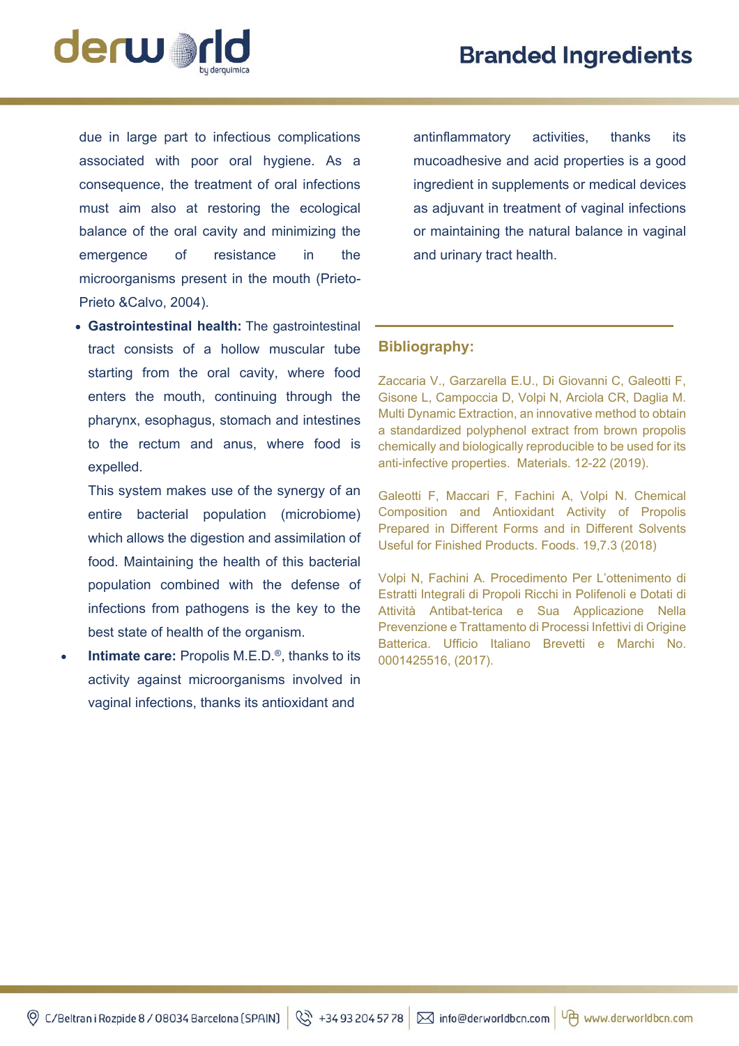due in large part to infectious complications associated with poor oral hygiene. As a consequence, the treatment of oral infections must aim also at restoring the ecological balance of the oral cavity and minimizing the emergence of resistance in the microorganisms present in the mouth (Prieto-Prieto &Calvo, 2004).

- **Gastrointestinal health:** The gastrointestinal tract consists of a hollow muscular tube starting from the oral cavity, where food enters the mouth, continuing through the pharynx, esophagus, stomach and intestines to the rectum and anus, where food is expelled.

  This system makes use of the synergy of an entire bacterial population (microbiome) which allows the digestion and assimilation of food. Maintaining the health of this bacterial population combined with the defense of infections from pathogens is the key to the best state of health of the organism.

- **Intimate care:** Propolis M.E.D.®, thanks to its activity against microorganisms involved in vaginal infections, thanks its antioxidant and antinflammatory activities, thanks its mucoadhesive and acid properties is a good ingredient in supplements or medical devices as adjuvant in treatment of vaginal infections or maintaining the natural balance in vaginal and urinary tract health.

## Bibliography:

Zaccaria V., Garzarella E.U., Di Giovanni C, Galeotti F, Gisone L, Campoccia D, Volpi N, Arciola CR, Daglia M. Multi Dynamic Extraction, an innovative method to obtain a standardized polyphenol extract from brown propolis chemically and biologically reproducible to be used for its anti-infective properties. Materials. 12-22 (2019).

Galeotti F, Maccari F, Fachini A, Volpi N. Chemical Composition and Antioxidant Activity of Propolis Prepared in Different Forms and in Different Solvents Useful for Finished Products. Foods. 19,7.3 (2018)

Volpi N, Fachini A. Procedimento Per L'ottenimento di Estratti Integrali di Propoli Ricchi in Polifenoli e Dotati di Attività Antibat-terica e Sua Applicazione Nella Prevenzione e Trattamento di Processi Infettivi di Origine Batterica. Ufficio Italiano Brevetti e Marchi No. 0001425516, (2017).